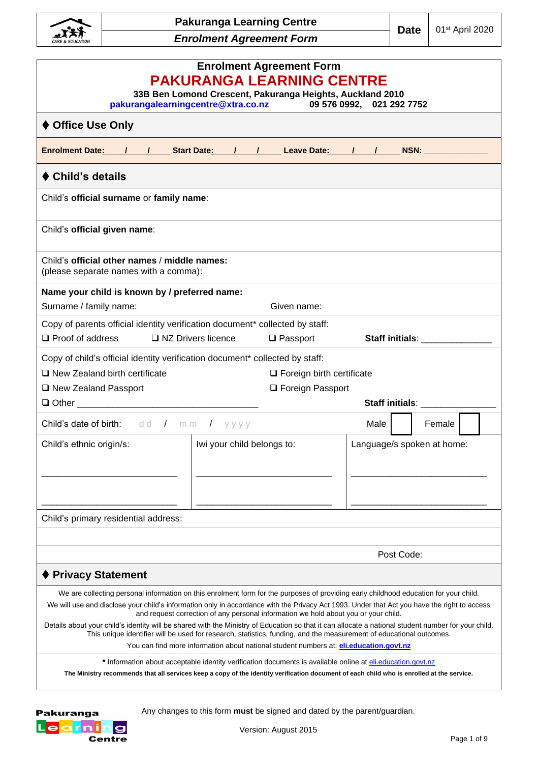# Enrolment Agreement Form

## PAKURANGA LEARNING CENTRE

**33B Ben Lomond Crescent, Pakuranga Heights, Auckland 2010**
**pakurangalearningcentre@xtra.co.nz** **09 576 0992, 021 292 7752**

### ♦ Office Use Only

**Enrolment Date:** ___ / ___ / ___ **Start Date:** ___ / ___ / ___ **Leave Date:** ___ / ___ / ___ **NSN:** _____________

### ♦ Child's details

Child's **official surname** or **family name**:

Child's **official given name**:

Child's **official other names** / **middle names:**
(please separate names with a comma):

**Name your child is known by / preferred name:**
Surname / family name: Given name:

Copy of parents official identity verification document* collected by staff:
❑ Proof of address ❑ NZ Drivers licence ❑ Passport **Staff initials**: _____________

Copy of child's official identity verification document* collected by staff:
❑ New Zealand birth certificate ❑ Foreign birth certificate
❑ New Zealand Passport ❑ Foreign Passport
❑ Other ___________________________________ **Staff initials**: _______________

Child's date of birth: dd / mm / yyyy Male ☐ Female ☐

| Child's ethnic origin/s: | Iwi your child belongs to: | Language/s spoken at home: |
|---|---|---|
| ___________________________ | ___________________________ | ___________________________ |
| ___________________________ | ___________________________ | ___________________________ |

Child's primary residential address:

Post Code:

### ♦ Privacy Statement

We are collecting personal information on this enrolment form for the purposes of providing early childhood education for your child.

We will use and disclose your child's information only in accordance with the Privacy Act 1993. Under that Act you have the right to access and request correction of any personal information we hold about you or your child.

Details about your child's identity will be shared with the Ministry of Education so that it can allocate a national student number for your child. This unique identifier will be used for research, statistics, funding, and the measurement of educational outcomes.

You can find more information about national student numbers at: **eli.education.govt.nz**

\* Information about acceptable identity verification documents is available online at eli.education.govt.nz

**The Ministry recommends that all services keep a copy of the identity verification document of each child who is enrolled at the service.**

Any changes to this form **must** be signed and dated by the parent/guardian.

Version: August 2015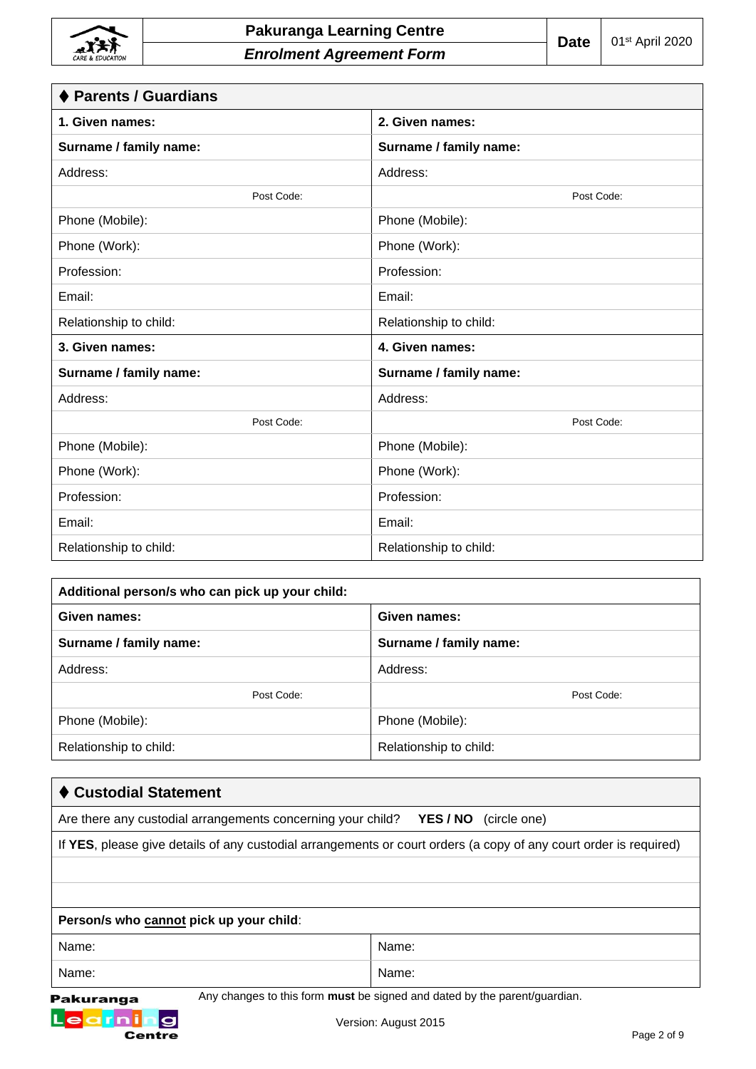| **Pakuranga Learning Centre** *Enrolment Agreement Form* | **Date** | 01st April 2020 |
|---|---|---|

## ♦ Parents / Guardians

| | |
|---|---|
| **1. Given names:** | **2. Given names:** |
| **Surname / family name:** | **Surname / family name:** |
| Address: | Address: |
| Post Code: | Post Code: |
| Phone (Mobile): | Phone (Mobile): |
| Phone (Work): | Phone (Work): |
| Profession: | Profession: |
| Email: | Email: |
| Relationship to child: | Relationship to child: |
| **3. Given names:** | **4. Given names:** |
| **Surname / family name:** | **Surname / family name:** |
| Address: | Address: |
| Post Code: | Post Code: |
| Phone (Mobile): | Phone (Mobile): |
| Phone (Work): | Phone (Work): |
| Profession: | Profession: |
| Email: | Email: |
| Relationship to child: | Relationship to child: |

| **Additional person/s who can pick up your child:** | |
|---|---|
| **Given names:** | **Given names:** |
| **Surname / family name:** | **Surname / family name:** |
| Address: | Address: |
| Post Code: | Post Code: |
| Phone (Mobile): | Phone (Mobile): |
| Relationship to child: | Relationship to child: |

## ♦ Custodial Statement

Are there any custodial arrangements concerning your child? **YES / NO** (circle one)

If **YES**, please give details of any custodial arrangements or court orders (a copy of any court order is required)

| **Person/s who cannot pick up your child**: | |
|---|---|
| Name: | Name: |
| Name: | Name: |

Any changes to this form **must** be signed and dated by the parent/guardian.

Version: August 2015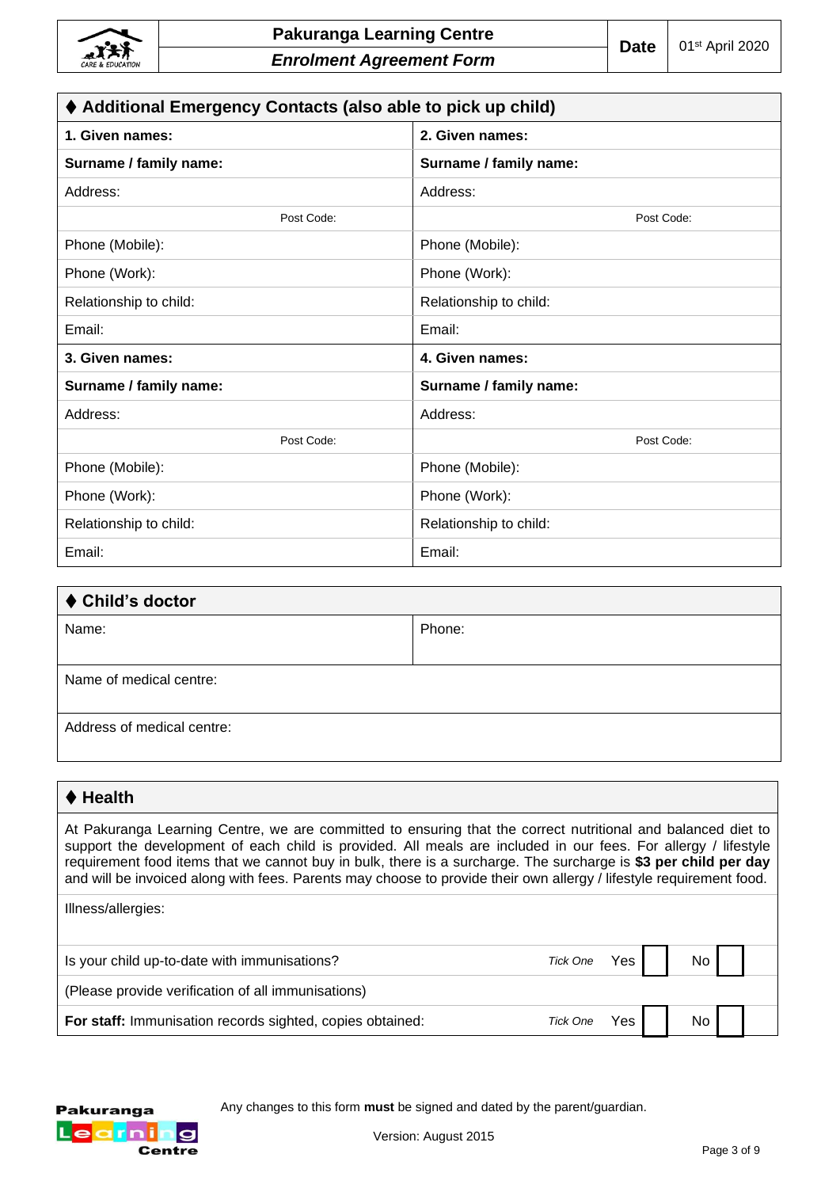## ♦ Additional Emergency Contacts (also able to pick up child)

| | |
|---|---|
| **1. Given names:** | **2. Given names:** |
| **Surname / family name:** | **Surname / family name:** |
| Address: | Address: |
| Post Code: | Post Code: |
| Phone (Mobile): | Phone (Mobile): |
| Phone (Work): | Phone (Work): |
| Relationship to child: | Relationship to child: |
| Email: | Email: |
| **3. Given names:** | **4. Given names:** |
| **Surname / family name:** | **Surname / family name:** |
| Address: | Address: |
| Post Code: | Post Code: |
| Phone (Mobile): | Phone (Mobile): |
| Phone (Work): | Phone (Work): |
| Relationship to child: | Relationship to child: |
| Email: | Email: |

## ♦ Child's doctor

| | |
|---|---|
| Name: | Phone: |
| Name of medical centre: | |
| Address of medical centre: | |

## ♦ Health

At Pakuranga Learning Centre, we are committed to ensuring that the correct nutritional and balanced diet to support the development of each child is provided. All meals are included in our fees. For allergy / lifestyle requirement food items that we cannot buy in bulk, there is a surcharge. The surcharge is **$3 per child per day** and will be invoiced along with fees. Parents may choose to provide their own allergy / lifestyle requirement food.

Illness/allergies:

| | | | |
|---|---|---|---|
| Is your child up-to-date with immunisations? | *Tick One* | Yes ☐ | No ☐ |
| (Please provide verification of all immunisations) | | | |
| **For staff:** Immunisation records sighted, copies obtained: | *Tick One* | Yes ☐ | No ☐ |

Any changes to this form **must** be signed and dated by the parent/guardian.

Version: August 2015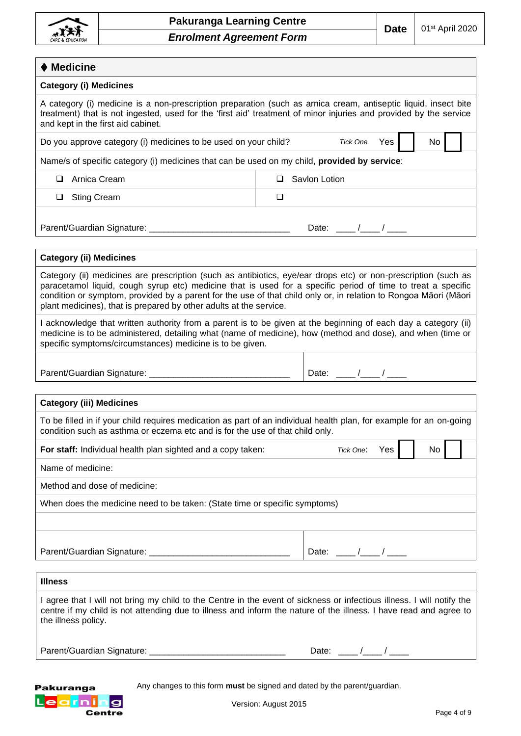## ♦ Medicine

### Category (i) Medicines

A category (i) medicine is a non-prescription preparation (such as arnica cream, antiseptic liquid, insect bite treatment) that is not ingested, used for the 'first aid' treatment of minor injuries and provided by the service and kept in the first aid cabinet.

Do you approve category (i) medicines to be used on your child? *Tick One* Yes ☐ No ☐

Name/s of specific category (i) medicines that can be used on my child, **provided by service**:

| | |
|---|---|
| ❑ Arnica Cream | ❑ Savlon Lotion |
| ❑ Sting Cream | ❑ |

Parent/Guardian Signature: ____________________________ Date: ____ /____ / ____

### Category (ii) Medicines

Category (ii) medicines are prescription (such as antibiotics, eye/ear drops etc) or non-prescription (such as paracetamol liquid, cough syrup etc) medicine that is used for a specific period of time to treat a specific condition or symptom, provided by a parent for the use of that child only or, in relation to Rongoa Māori (Māori plant medicines), that is prepared by other adults at the service.

I acknowledge that written authority from a parent is to be given at the beginning of each day a category (ii) medicine is to be administered, detailing what (name of medicine), how (method and dose), and when (time or specific symptoms/circumstances) medicine is to be given.

Parent/Guardian Signature: ____________________________ Date: ____ /____ / ____

### Category (iii) Medicines

To be filled in if your child requires medication as part of an individual health plan, for example for an on-going condition such as asthma or eczema etc and is for the use of that child only.

**For staff:** Individual health plan sighted and a copy taken: *Tick One*: Yes ☐ No ☐

Name of medicine:

Method and dose of medicine:

When does the medicine need to be taken: (State time or specific symptoms)

Parent/Guardian Signature: ____________________________ Date: ____ /____ / ____

### Illness

I agree that I will not bring my child to the Centre in the event of sickness or infectious illness. I will notify the centre if my child is not attending due to illness and inform the nature of the illness. I have read and agree to the illness policy.

Parent/Guardian Signature: ____________________________ Date: ____ /____ / ____

Any changes to this form **must** be signed and dated by the parent/guardian.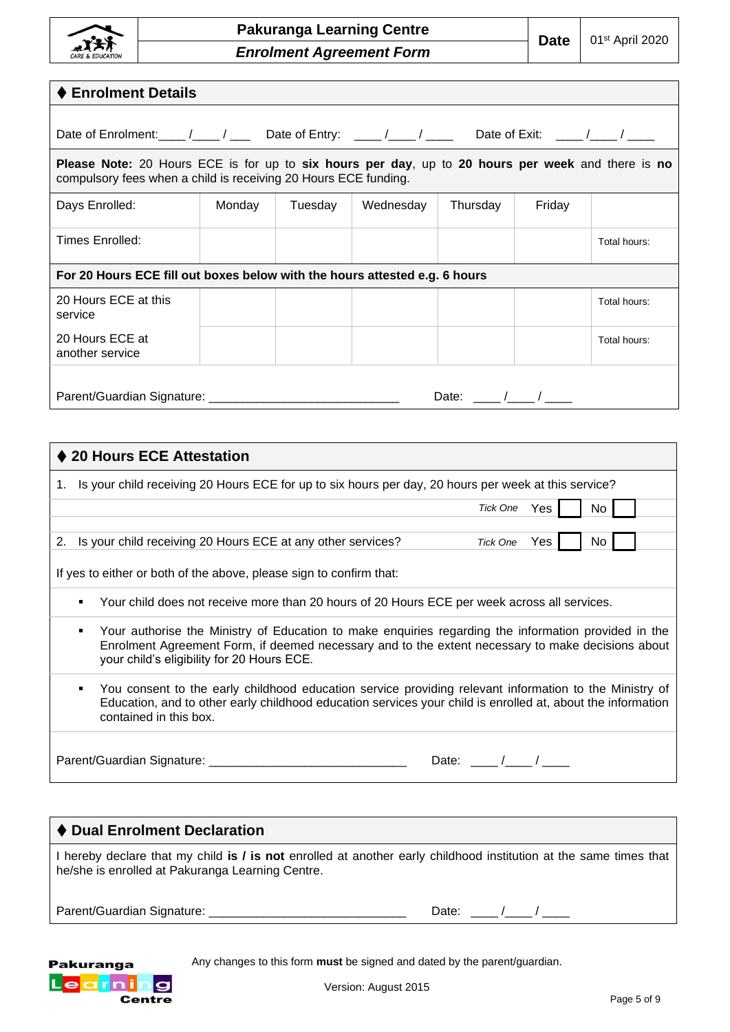| Pakuranga Learning Centre | Date | 01st April 2020 |
|---|---|---|
| *Enrolment Agreement Form* | | |

## ♦ Enrolment Details

Date of Enrolment:____ /____ / ___ Date of Entry: ____ /____ / ____ Date of Exit: ____ /____ / ____

**Please Note:** 20 Hours ECE is for up to **six hours per day**, up to **20 hours per week** and there is **no** compulsory fees when a child is receiving 20 Hours ECE funding.

| Days Enrolled: | Monday | Tuesday | Wednesday | Thursday | Friday | |
|---|---|---|---|---|---|---|
| Times Enrolled: | | | | | | Total hours: |
| **For 20 Hours ECE fill out boxes below with the hours attested e.g. 6 hours** | | | | | | |
| 20 Hours ECE at this service | | | | | | Total hours: |
| 20 Hours ECE at another service | | | | | | Total hours: |

Parent/Guardian Signature: ___________________________ Date: ____ /____ / ____

## ♦ 20 Hours ECE Attestation

1. Is your child receiving 20 Hours ECE for up to six hours per day, 20 hours per week at this service?

   *Tick One* Yes ☐ No ☐

2. Is your child receiving 20 Hours ECE at any other services? *Tick One* Yes ☐ No ☐

If yes to either or both of the above, please sign to confirm that:

- Your child does not receive more than 20 hours of 20 Hours ECE per week across all services.
- Your authorise the Ministry of Education to make enquiries regarding the information provided in the Enrolment Agreement Form, if deemed necessary and to the extent necessary to make decisions about your child's eligibility for 20 Hours ECE.
- You consent to the early childhood education service providing relevant information to the Ministry of Education, and to other early childhood education services your child is enrolled at, about the information contained in this box.

Parent/Guardian Signature: _____________________________ Date: ____ /____ / ____

## ♦ Dual Enrolment Declaration

I hereby declare that my child **is / is not** enrolled at another early childhood institution at the same times that he/she is enrolled at Pakuranga Learning Centre.

Parent/Guardian Signature: _____________________________ Date: ____ /____ / ____

Any changes to this form **must** be signed and dated by the parent/guardian.

Version: August 2015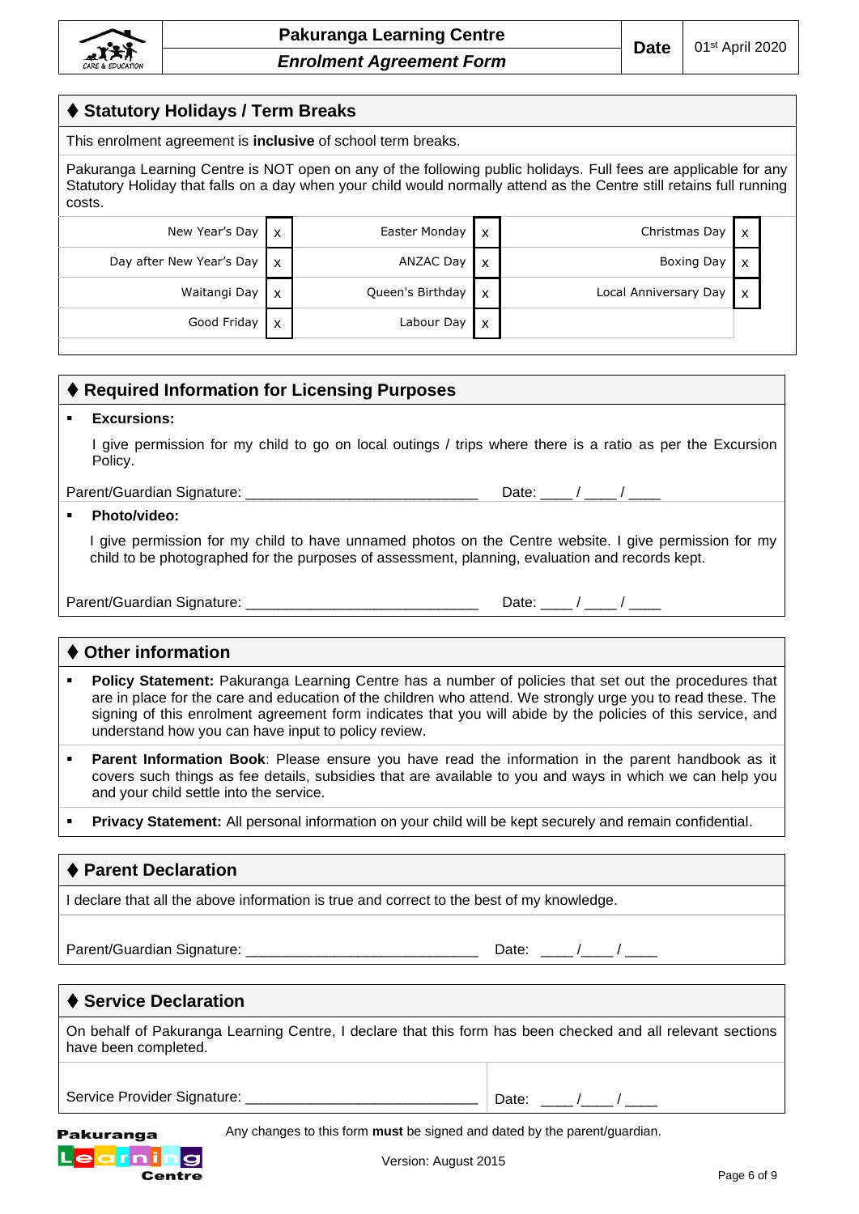## ♦ Statutory Holidays / Term Breaks

This enrolment agreement is **inclusive** of school term breaks.

Pakuranga Learning Centre is NOT open on any of the following public holidays. Full fees are applicable for any Statutory Holiday that falls on a day when your child would normally attend as the Centre still retains full running costs.

| Holiday | | Holiday | | Holiday | |
|---|---|---|---|---|---|
| New Year's Day | x | Easter Monday | x | Christmas Day | x |
| Day after New Year's Day | x | ANZAC Day | x | Boxing Day | x |
| Waitangi Day | x | Queen's Birthday | x | Local Anniversary Day | x |
| Good Friday | x | Labour Day | x | | |

## ♦ Required Information for Licensing Purposes

- **Excursions:**

  I give permission for my child to go on local outings / trips where there is a ratio as per the Excursion Policy.

Parent/Guardian Signature: ____________________________ Date: ____ / ____ / ____

- **Photo/video:**

  I give permission for my child to have unnamed photos on the Centre website. I give permission for my child to be photographed for the purposes of assessment, planning, evaluation and records kept.

Parent/Guardian Signature: ____________________________ Date: ____ / ____ / ____

## ♦ Other information

- **Policy Statement:** Pakuranga Learning Centre has a number of policies that set out the procedures that are in place for the care and education of the children who attend. We strongly urge you to read these. The signing of this enrolment agreement form indicates that you will abide by the policies of this service, and understand how you can have input to policy review.
- **Parent Information Book**: Please ensure you have read the information in the parent handbook as it covers such things as fee details, subsidies that are available to you and ways in which we can help you and your child settle into the service.
- **Privacy Statement:** All personal information on your child will be kept securely and remain confidential.

## ♦ Parent Declaration

I declare that all the above information is true and correct to the best of my knowledge.

Parent/Guardian Signature: ____________________________ Date: ____ /____ / ____

## ♦ Service Declaration

On behalf of Pakuranga Learning Centre, I declare that this form has been checked and all relevant sections have been completed.

Service Provider Signature: ____________________________ Date: ____ /____ / ____

Any changes to this form **must** be signed and dated by the parent/guardian.

Version: August 2015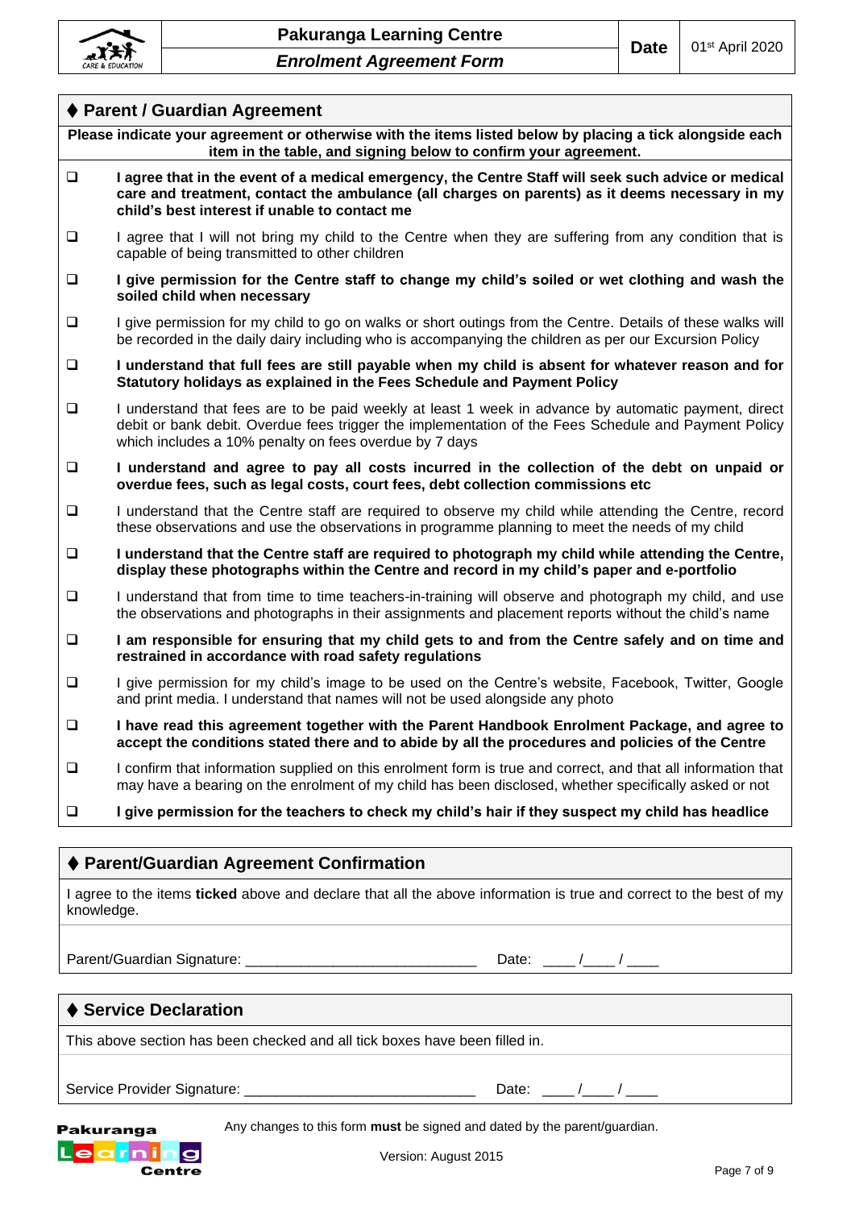| | **Pakuranga Learning Centre** | **Date** | 01st April 2020 |
|---|---|---|---|
| | ***Enrolment Agreement Form*** | | |

## ♦ Parent / Guardian Agreement

**Please indicate your agreement or otherwise with the items listed below by placing a tick alongside each item in the table, and signing below to confirm your agreement.**

- ☐ **I agree that in the event of a medical emergency, the Centre Staff will seek such advice or medical care and treatment, contact the ambulance (all charges on parents) as it deems necessary in my child's best interest if unable to contact me**
- ☐ I agree that I will not bring my child to the Centre when they are suffering from any condition that is capable of being transmitted to other children
- ☐ **I give permission for the Centre staff to change my child's soiled or wet clothing and wash the soiled child when necessary**
- ☐ I give permission for my child to go on walks or short outings from the Centre. Details of these walks will be recorded in the daily dairy including who is accompanying the children as per our Excursion Policy
- ☐ **I understand that full fees are still payable when my child is absent for whatever reason and for Statutory holidays as explained in the Fees Schedule and Payment Policy**
- ☐ I understand that fees are to be paid weekly at least 1 week in advance by automatic payment, direct debit or bank debit. Overdue fees trigger the implementation of the Fees Schedule and Payment Policy which includes a 10% penalty on fees overdue by 7 days
- ☐ **I understand and agree to pay all costs incurred in the collection of the debt on unpaid or overdue fees, such as legal costs, court fees, debt collection commissions etc**
- ☐ I understand that the Centre staff are required to observe my child while attending the Centre, record these observations and use the observations in programme planning to meet the needs of my child
- ☐ **I understand that the Centre staff are required to photograph my child while attending the Centre, display these photographs within the Centre and record in my child's paper and e-portfolio**
- ☐ I understand that from time to time teachers-in-training will observe and photograph my child, and use the observations and photographs in their assignments and placement reports without the child's name
- ☐ **I am responsible for ensuring that my child gets to and from the Centre safely and on time and restrained in accordance with road safety regulations**
- ☐ I give permission for my child's image to be used on the Centre's website, Facebook, Twitter, Google and print media. I understand that names will not be used alongside any photo
- ☐ **I have read this agreement together with the Parent Handbook Enrolment Package, and agree to accept the conditions stated there and to abide by all the procedures and policies of the Centre**
- ☐ I confirm that information supplied on this enrolment form is true and correct, and that all information that may have a bearing on the enrolment of my child has been disclosed, whether specifically asked or not
- ☐ **I give permission for the teachers to check my child's hair if they suspect my child has headlice**

## ♦ Parent/Guardian Agreement Confirmation

I agree to the items **ticked** above and declare that all the above information is true and correct to the best of my knowledge.

Parent/Guardian Signature: ____________________________ Date: ____ /____ / ____

## ♦ Service Declaration

This above section has been checked and all tick boxes have been filled in.

Service Provider Signature: ____________________________ Date: ____ /____ / ____

Any changes to this form **must** be signed and dated by the parent/guardian.

Version: August 2015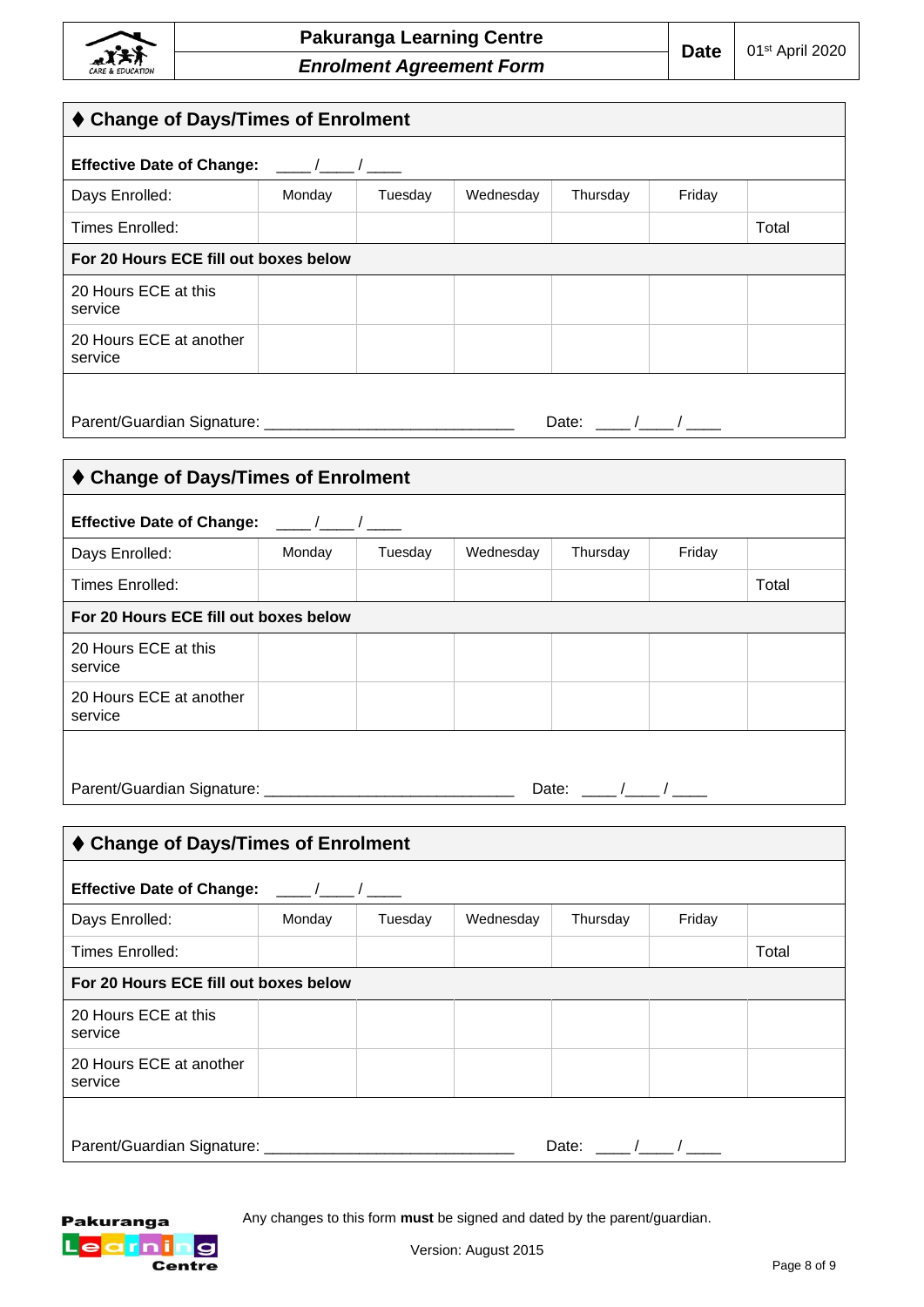| Pakuranga Learning Centre *Enrolment Agreement Form* | Date | 01st April 2020 |
|---|---|---|

## ♦ Change of Days/Times of Enrolment

**Effective Date of Change:** \_\_\_\_ /\_\_\_\_ / \_\_\_\_

| Days Enrolled: | Monday | Tuesday | Wednesday | Thursday | Friday | |
|---|---|---|---|---|---|---|
| Times Enrolled: | | | | | | Total |
| **For 20 Hours ECE fill out boxes below** | | | | | | |
| 20 Hours ECE at this service | | | | | | |
| 20 Hours ECE at another service | | | | | | |

Parent/Guardian Signature: \_\_\_\_\_\_\_\_\_\_\_\_\_\_\_\_\_\_\_\_\_\_\_\_\_\_\_\_\_\_ Date: \_\_\_\_ /\_\_\_\_ / \_\_\_\_

## ♦ Change of Days/Times of Enrolment

**Effective Date of Change:** \_\_\_\_ /\_\_\_\_ / \_\_\_\_

| Days Enrolled: | Monday | Tuesday | Wednesday | Thursday | Friday | |
|---|---|---|---|---|---|---|
| Times Enrolled: | | | | | | Total |
| **For 20 Hours ECE fill out boxes below** | | | | | | |
| 20 Hours ECE at this service | | | | | | |
| 20 Hours ECE at another service | | | | | | |

Parent/Guardian Signature: \_\_\_\_\_\_\_\_\_\_\_\_\_\_\_\_\_\_\_\_\_\_\_\_\_\_\_\_\_\_ Date: \_\_\_\_ /\_\_\_\_ / \_\_\_\_

## ♦ Change of Days/Times of Enrolment

**Effective Date of Change:** \_\_\_\_ /\_\_\_\_ / \_\_\_\_

| Days Enrolled: | Monday | Tuesday | Wednesday | Thursday | Friday | |
|---|---|---|---|---|---|---|
| Times Enrolled: | | | | | | Total |
| **For 20 Hours ECE fill out boxes below** | | | | | | |
| 20 Hours ECE at this service | | | | | | |
| 20 Hours ECE at another service | | | | | | |

Parent/Guardian Signature: \_\_\_\_\_\_\_\_\_\_\_\_\_\_\_\_\_\_\_\_\_\_\_\_\_\_\_\_\_\_ Date: \_\_\_\_ /\_\_\_\_ / \_\_\_\_

Any changes to this form **must** be signed and dated by the parent/guardian.

Version: August 2015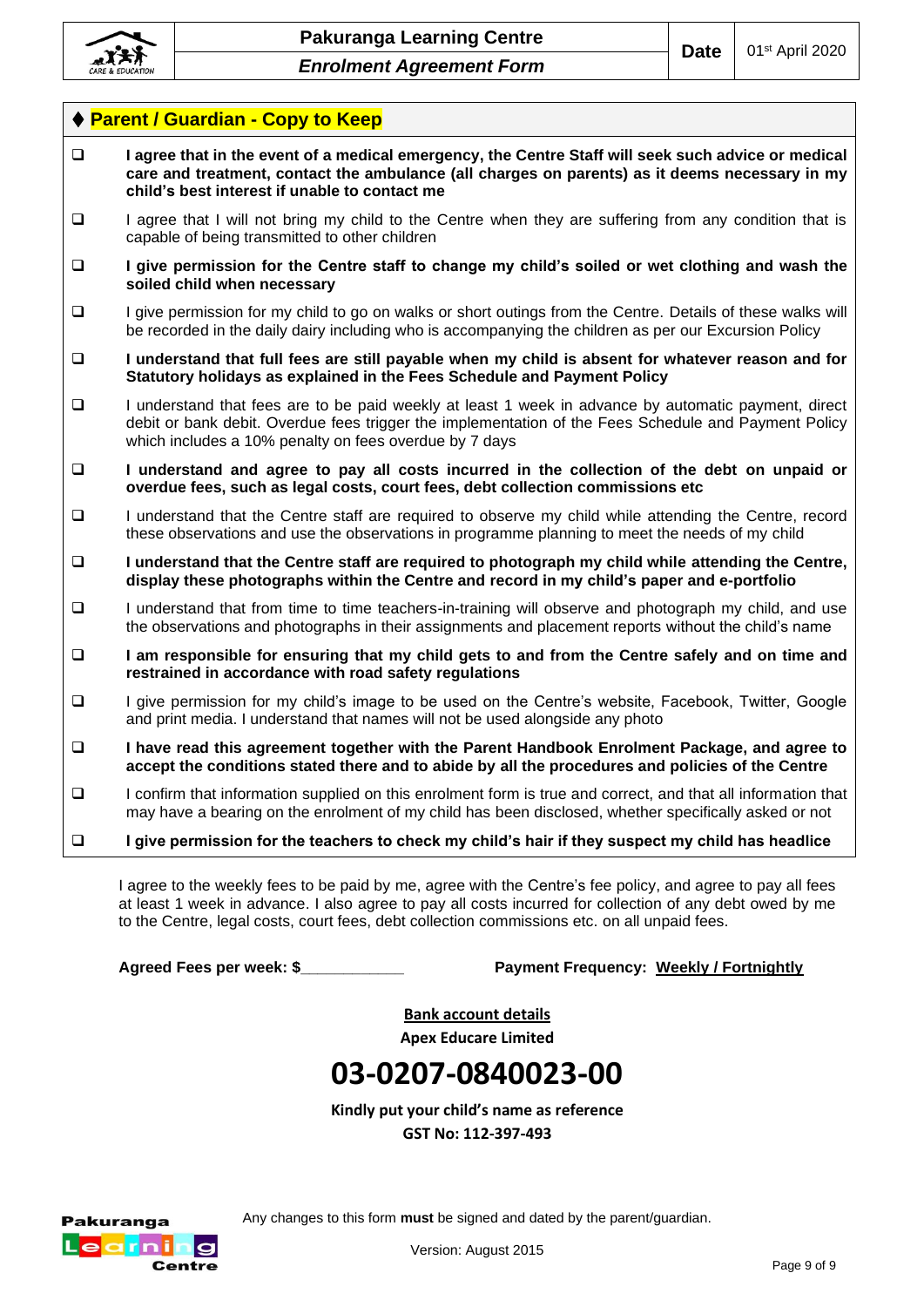| | | | |
|---|---|---|---|
| | **Pakuranga Learning Centre** | **Date** | 01st April 2020 |
| | ***Enrolment Agreement Form*** | | |

## ♦ Parent / Guardian - Copy to Keep

- ❑ **I agree that in the event of a medical emergency, the Centre Staff will seek such advice or medical care and treatment, contact the ambulance (all charges on parents) as it deems necessary in my child's best interest if unable to contact me**
- ❑ I agree that I will not bring my child to the Centre when they are suffering from any condition that is capable of being transmitted to other children
- ❑ **I give permission for the Centre staff to change my child's soiled or wet clothing and wash the soiled child when necessary**
- ❑ I give permission for my child to go on walks or short outings from the Centre. Details of these walks will be recorded in the daily dairy including who is accompanying the children as per our Excursion Policy
- ❑ **I understand that full fees are still payable when my child is absent for whatever reason and for Statutory holidays as explained in the Fees Schedule and Payment Policy**
- ❑ I understand that fees are to be paid weekly at least 1 week in advance by automatic payment, direct debit or bank debit. Overdue fees trigger the implementation of the Fees Schedule and Payment Policy which includes a 10% penalty on fees overdue by 7 days
- ❑ **I understand and agree to pay all costs incurred in the collection of the debt on unpaid or overdue fees, such as legal costs, court fees, debt collection commissions etc**
- ❑ I understand that the Centre staff are required to observe my child while attending the Centre, record these observations and use the observations in programme planning to meet the needs of my child
- ❑ **I understand that the Centre staff are required to photograph my child while attending the Centre, display these photographs within the Centre and record in my child's paper and e-portfolio**
- ❑ I understand that from time to time teachers-in-training will observe and photograph my child, and use the observations and photographs in their assignments and placement reports without the child's name
- ❑ **I am responsible for ensuring that my child gets to and from the Centre safely and on time and restrained in accordance with road safety regulations**
- ❑ I give permission for my child's image to be used on the Centre's website, Facebook, Twitter, Google and print media. I understand that names will not be used alongside any photo
- ❑ **I have read this agreement together with the Parent Handbook Enrolment Package, and agree to accept the conditions stated there and to abide by all the procedures and policies of the Centre**
- ❑ I confirm that information supplied on this enrolment form is true and correct, and that all information that may have a bearing on the enrolment of my child has been disclosed, whether specifically asked or not
- ❑ **I give permission for the teachers to check my child's hair if they suspect my child has headlice**

I agree to the weekly fees to be paid by me, agree with the Centre's fee policy, and agree to pay all fees at least 1 week in advance. I also agree to pay all costs incurred for collection of any debt owed by me to the Centre, legal costs, court fees, debt collection commissions etc. on all unpaid fees.

**Agreed Fees per week: $___________**  **Payment Frequency: Weekly / Fortnightly**

**Bank account details**

**Apex Educare Limited**

# 03-0207-0840023-00

**Kindly put your child's name as reference**

**GST No: 112-397-493**

Any changes to this form **must** be signed and dated by the parent/guardian.

Version: August 2015